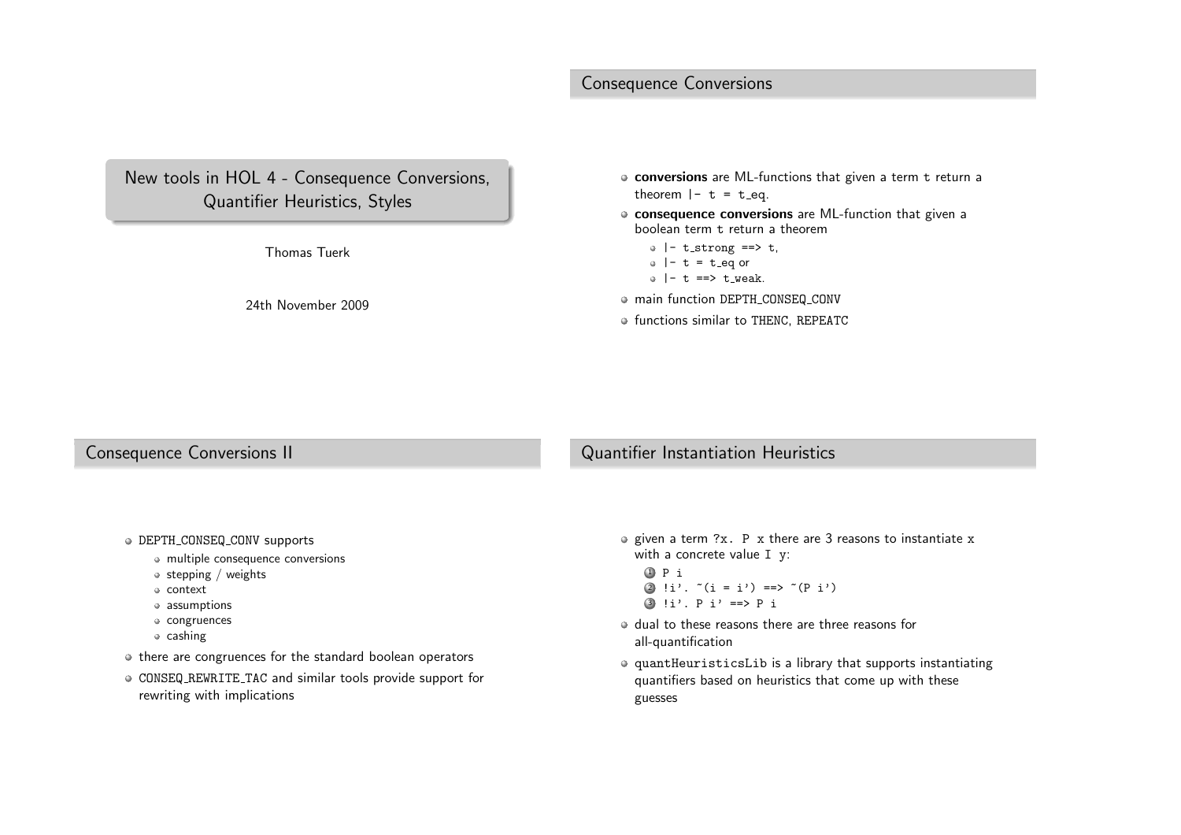# New tools in HOL 4 - Consequence Conversions, Quantifier Heuristics, Styles

Thomas Tuerk

24th November 2009

## Consequence Conversions

- **conversions** are ML-functions that given a term `t` return a theorem `|- t = t_eq`.
- **consequence conversions** are ML-function that given a boolean term `t` return a theorem
  - `|- t_strong ==> t`,
  - `|- t = t_eq` or
  - `|- t ==> t_weak`.
- main function `DEPTH_CONSEQ_CONV`
- functions similar to `THENC`, `REPEATC`

## Consequence Conversions II

- `DEPTH_CONSEQ_CONV` supports
  - multiple consequence conversions
  - stepping / weights
  - context
  - assumptions
  - congruences
  - cashing
- there are congruences for the standard boolean operators
- `CONSEQ_REWRITE_TAC` and similar tools provide support for rewriting with implications

## Quantifier Instantiation Heuristics

- given a term `?x. P x` there are 3 reasons to instantiate `x` with a concrete value `I y`:
  1. `P i`
  2. `!i'. ~(i = i') ==> ~(P i')`
  3. `!i'. P i' ==> P i`
- dual to these reasons there are three reasons for all-quantification
- `quantHeuristicsLib` is a library that supports instantiating quantifiers based on heuristics that come up with these guesses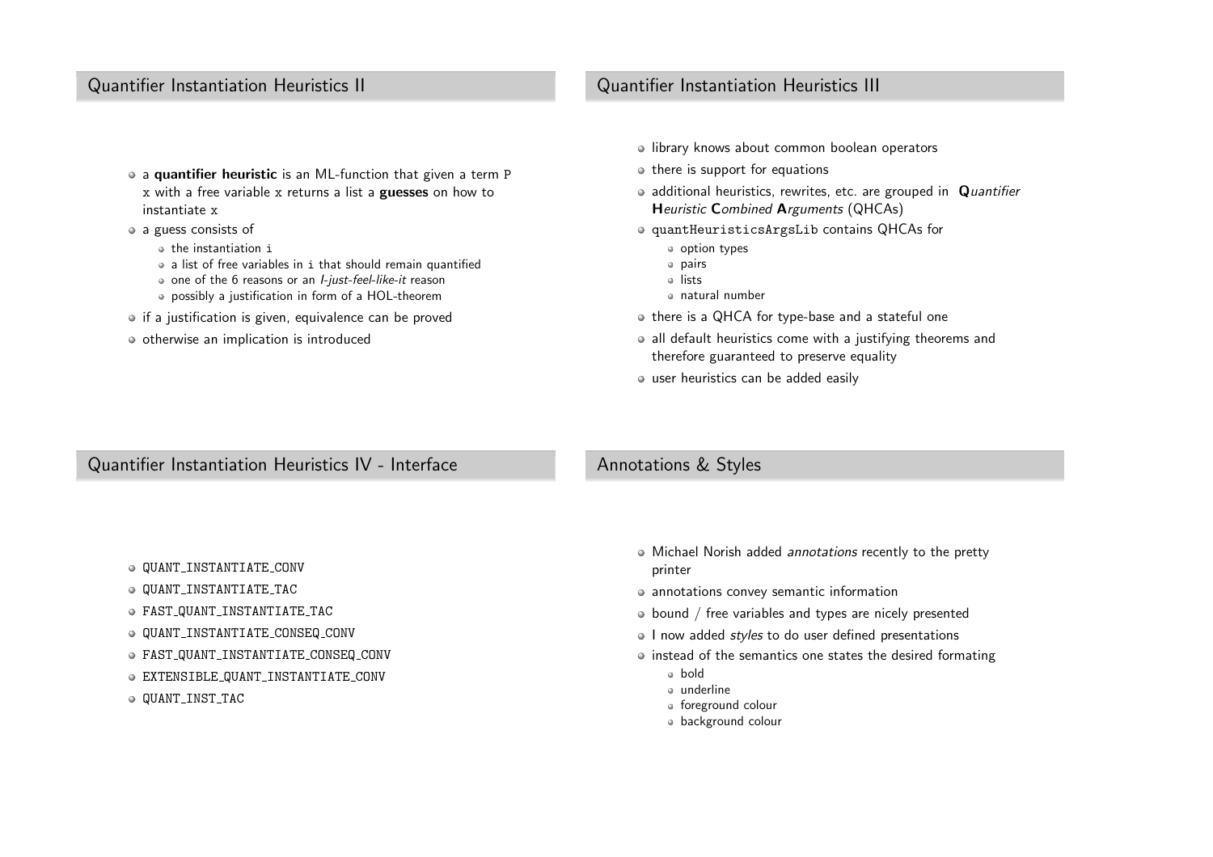## Quantifier Instantiation Heuristics II

- a **quantifier heuristic** is an ML-function that given a term `P x` with a free variable `x` returns a list a **guesses** on how to instantiate `x`
- a guess consists of
  - the instantiation `i`
  - a list of free variables in `i` that should remain quantified
  - one of the 6 reasons or an *I-just-feel-like-it* reason
  - possibly a justification in form of a HOL-theorem
- if a justification is given, equivalence can be proved
- otherwise an implication is introduced

## Quantifier Instantiation Heuristics III

- library knows about common boolean operators
- there is support for equations
- additional heuristics, rewrites, etc. are grouped in **Q***uantifier* **H***euristic* **C***ombined* **A***rguments* (QHCAs)
- `quantHeuristicsArgsLib` contains QHCAs for
  - option types
  - pairs
  - lists
  - natural number
- there is a QHCA for type-base and a stateful one
- all default heuristics come with a justifying theorems and therefore guaranteed to preserve equality
- user heuristics can be added easily

## Quantifier Instantiation Heuristics IV - Interface

- `QUANT_INSTANTIATE_CONV`
- `QUANT_INSTANTIATE_TAC`
- `FAST_QUANT_INSTANTIATE_TAC`
- `QUANT_INSTANTIATE_CONSEQ_CONV`
- `FAST_QUANT_INSTANTIATE_CONSEQ_CONV`
- `EXTENSIBLE_QUANT_INSTANTIATE_CONV`
- `QUANT_INST_TAC`

## Annotations & Styles

- Michael Norish added *annotations* recently to the pretty printer
- annotations convey semantic information
- bound / free variables and types are nicely presented
- I now added *styles* to do user defined presentations
- instead of the semantics one states the desired formating
  - bold
  - underline
  - foreground colour
  - background colour